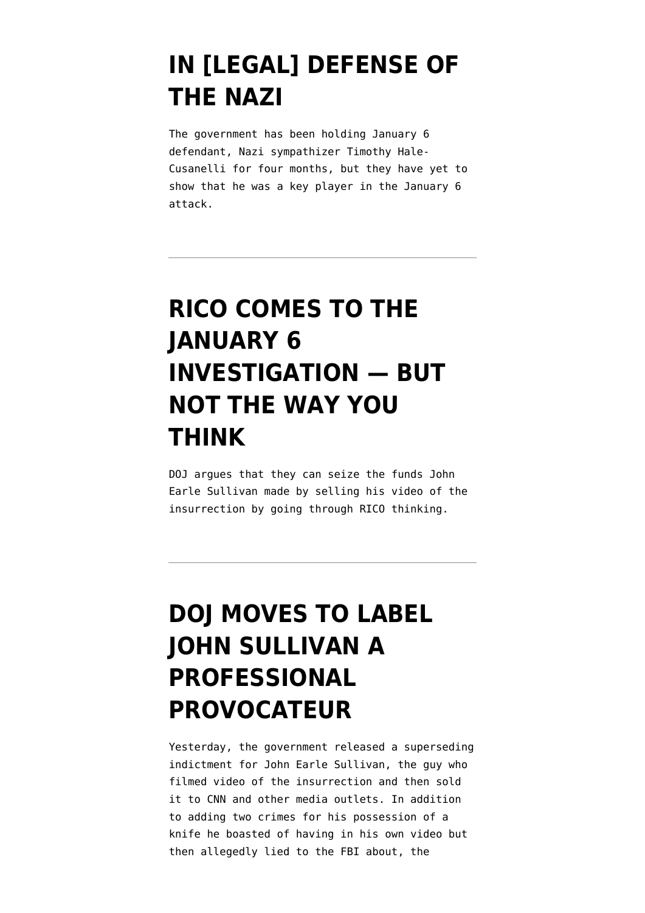# IN [LEGAL] DEFENSE OF THE NAZI

The government has been holding January 6 defendant, Nazi sympathizer Timothy Hale-Cusanelli for four months, but they have yet to show that he was a key player in the January 6 attack.

---

# RICO COMES TO THE JANUARY 6 INVESTIGATION — BUT NOT THE WAY YOU THINK

DOJ argues that they can seize the funds John Earle Sullivan made by selling his video of the insurrection by going through RICO thinking.

---

# DOJ MOVES TO LABEL JOHN SULLIVAN A PROFESSIONAL PROVOCATEUR

Yesterday, the government released a superseding indictment for John Earle Sullivan, the guy who filmed video of the insurrection and then sold it to CNN and other media outlets. In addition to adding two crimes for his possession of a knife he boasted of having in his own video but then allegedly lied to the FBI about, the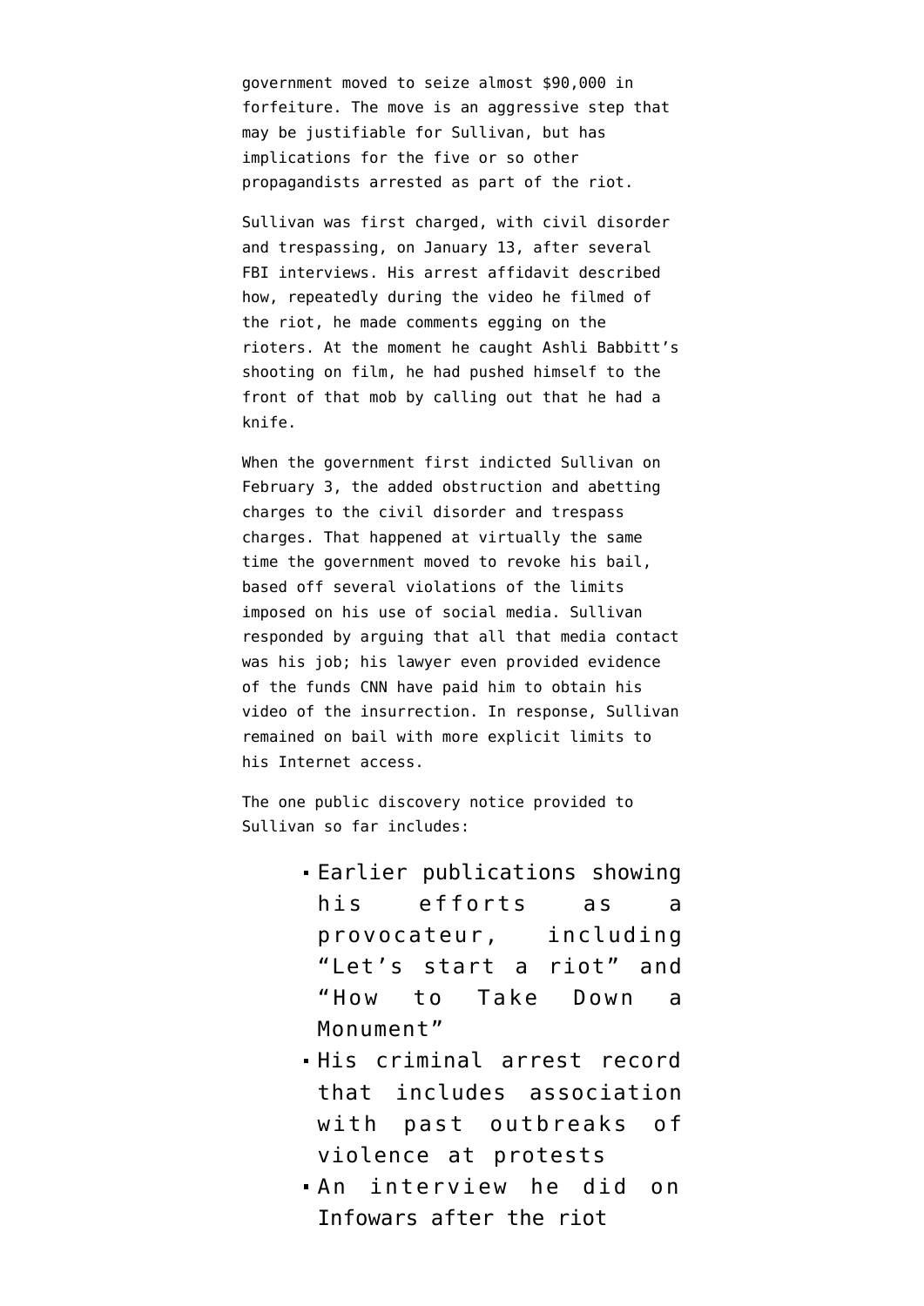government moved to seize almost $90,000 in forfeiture. The move is an aggressive step that may be justifiable for Sullivan, but has implications for the five or so other propagandists arrested as part of the riot.

Sullivan was first charged, with civil disorder and trespassing, on January 13, after several FBI interviews. His arrest affidavit described how, repeatedly during the video he filmed of the riot, he made comments egging on the rioters. At the moment he caught Ashli Babbitt's shooting on film, he had pushed himself to the front of that mob by calling out that he had a knife.

When the government first indicted Sullivan on February 3, the added obstruction and abetting charges to the civil disorder and trespass charges. That happened at virtually the same time the government moved to revoke his bail, based off several violations of the limits imposed on his use of social media. Sullivan responded by arguing that all that media contact was his job; his lawyer even provided evidence of the funds CNN have paid him to obtain his video of the insurrection. In response, Sullivan remained on bail with more explicit limits to his Internet access.

The one public discovery notice provided to Sullivan so far includes:

- Earlier publications showing his efforts as a provocateur, including "Let's start a riot" and "How to Take Down a Monument"
- His criminal arrest record that includes association with past outbreaks of violence at protests
- An interview he did on Infowars after the riot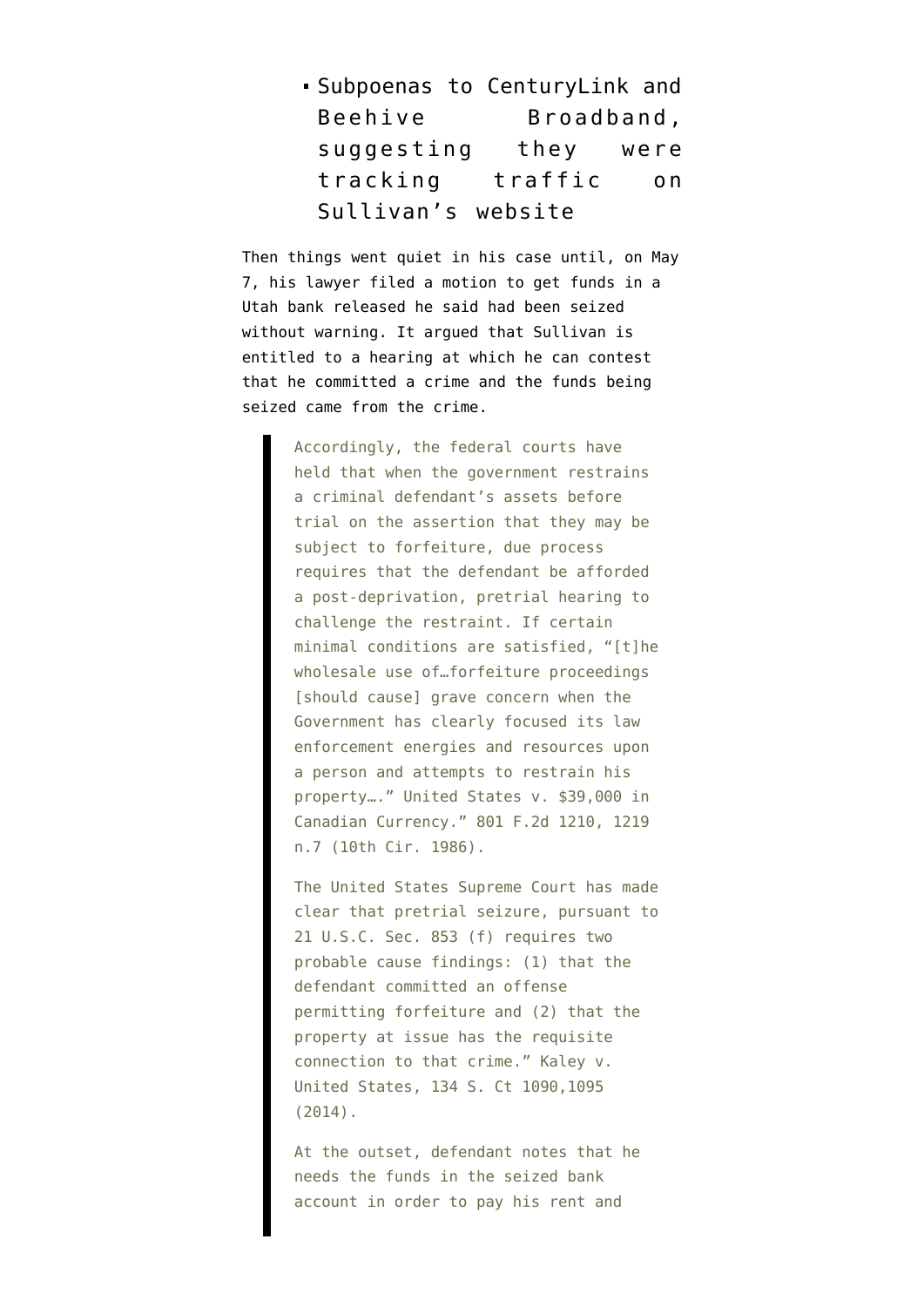- Subpoenas to CenturyLink and Beehive Broadband, suggesting they were tracking traffic on Sullivan's website

Then things went quiet in his case until, on May 7, his lawyer filed a motion to get funds in a Utah bank released he said had been seized without warning. It argued that Sullivan is entitled to a hearing at which he can contest that he committed a crime and the funds being seized came from the crime.

> Accordingly, the federal courts have held that when the government restrains a criminal defendant's assets before trial on the assertion that they may be subject to forfeiture, due process requires that the defendant be afforded a post-deprivation, pretrial hearing to challenge the restraint. If certain minimal conditions are satisfied, "[t]he wholesale use of…forfeiture proceedings [should cause] grave concern when the Government has clearly focused its law enforcement energies and resources upon a person and attempts to restrain his property…." United States v. $39,000 in Canadian Currency." 801 F.2d 1210, 1219 n.7 (10th Cir. 1986).
>
> The United States Supreme Court has made clear that pretrial seizure, pursuant to 21 U.S.C. Sec. 853 (f) requires two probable cause findings: (1) that the defendant committed an offense permitting forfeiture and (2) that the property at issue has the requisite connection to that crime." Kaley v. United States, 134 S. Ct 1090,1095 (2014).
>
> At the outset, defendant notes that he needs the funds in the seized bank account in order to pay his rent and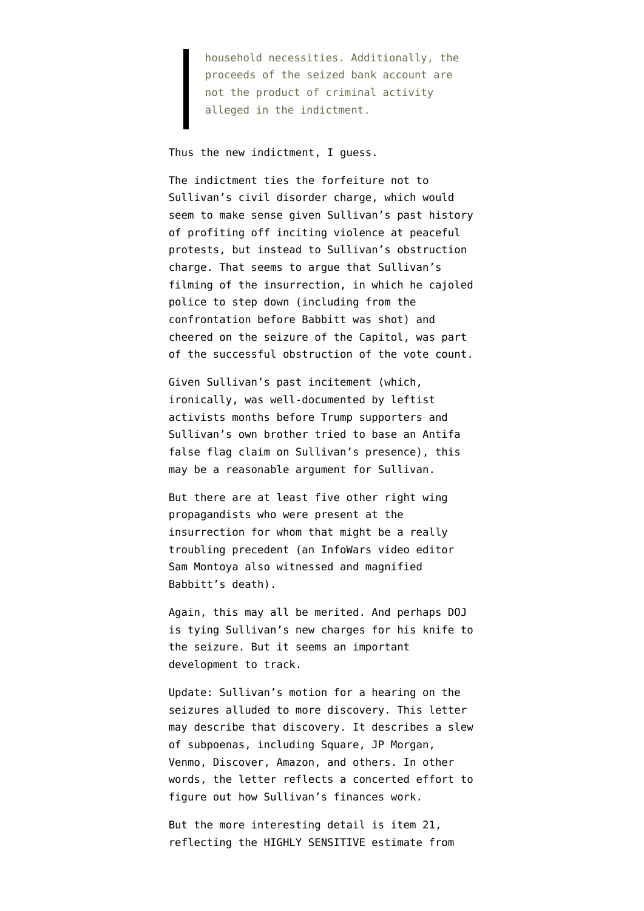> household necessities. Additionally, the proceeds of the seized bank account are not the product of criminal activity alleged in the indictment.

Thus the new indictment, I guess.

The indictment ties the forfeiture not to Sullivan's civil disorder charge, which would seem to make sense given Sullivan's past history of profiting off inciting violence at peaceful protests, but instead to Sullivan's obstruction charge. That seems to argue that Sullivan's filming of the insurrection, in which he cajoled police to step down (including from the confrontation before Babbitt was shot) and cheered on the seizure of the Capitol, was part of the successful obstruction of the vote count.

Given Sullivan's past incitement (which, ironically, was well-documented by leftist activists months before Trump supporters and Sullivan's own brother tried to base an Antifa false flag claim on Sullivan's presence), this may be a reasonable argument for Sullivan.

But there are at least five other right wing propagandists who were present at the insurrection for whom that might be a really troubling precedent (an InfoWars video editor Sam Montoya also witnessed and magnified Babbitt's death).

Again, this may all be merited. And perhaps DOJ is tying Sullivan's new charges for his knife to the seizure. But it seems an important development to track.

Update: Sullivan's motion for a hearing on the seizures alluded to more discovery. This letter may describe that discovery. It describes a slew of subpoenas, including Square, JP Morgan, Venmo, Discover, Amazon, and others. In other words, the letter reflects a concerted effort to figure out how Sullivan's finances work.

But the more interesting detail is item 21, reflecting the HIGHLY SENSITIVE estimate from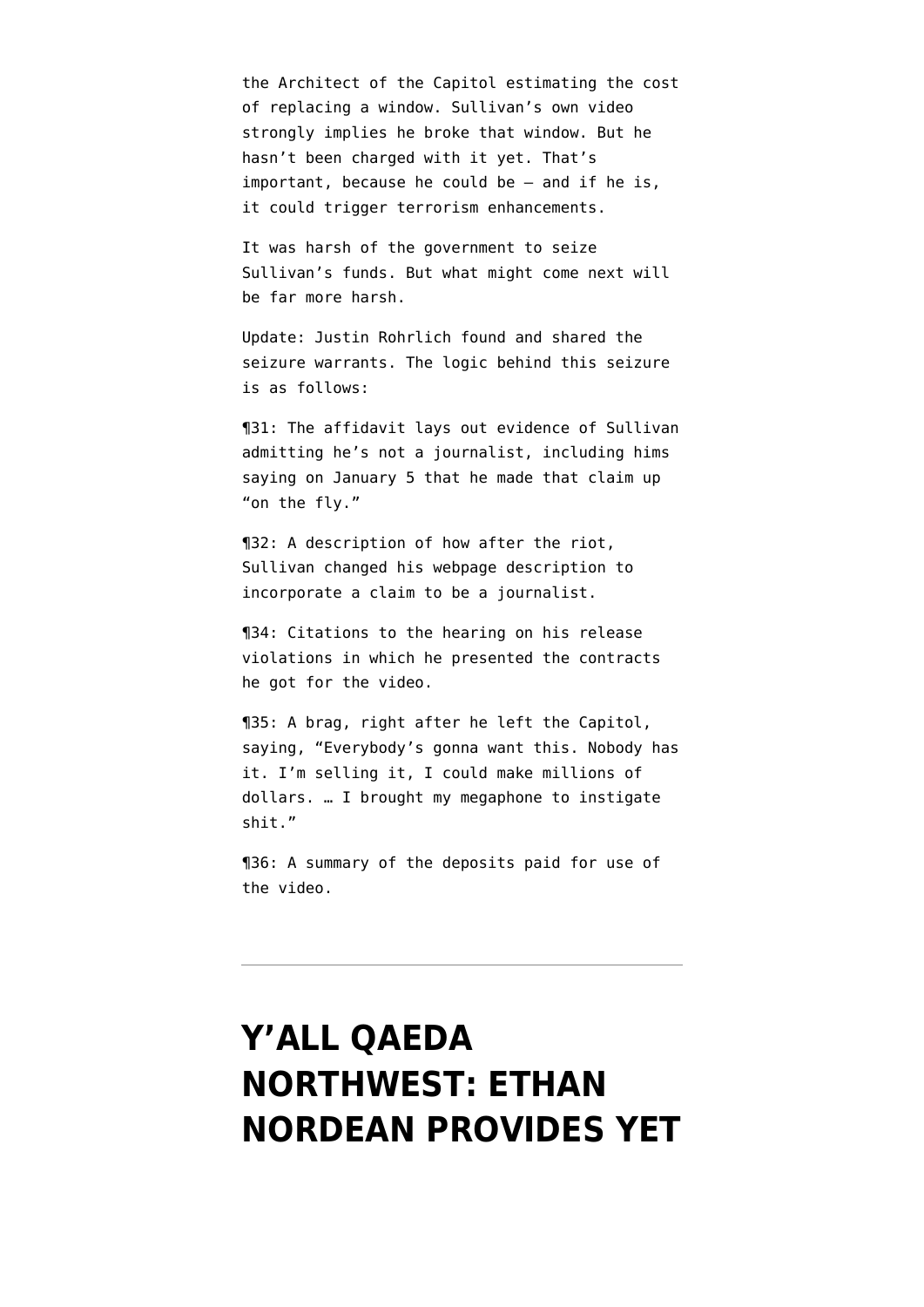the Architect of the Capitol estimating the cost of replacing a window. Sullivan's own video strongly implies he broke that window. But he hasn't been charged with it yet. That's important, because he could be — and if he is, it could trigger terrorism enhancements.

It was harsh of the government to seize Sullivan's funds. But what might come next will be far more harsh.

Update: Justin Rohrlich found and shared the seizure warrants. The logic behind this seizure is as follows:

¶31: The affidavit lays out evidence of Sullivan admitting he's not a journalist, including hims saying on January 5 that he made that claim up "on the fly."

¶32: A description of how after the riot, Sullivan changed his webpage description to incorporate a claim to be a journalist.

¶34: Citations to the hearing on his release violations in which he presented the contracts he got for the video.

¶35: A brag, right after he left the Capitol, saying, "Everybody's gonna want this. Nobody has it. I'm selling it, I could make millions of dollars. … I brought my megaphone to instigate shit."

¶36: A summary of the deposits paid for use of the video.

---

# Y'ALL QAEDA NORTHWEST: ETHAN NORDEAN PROVIDES YET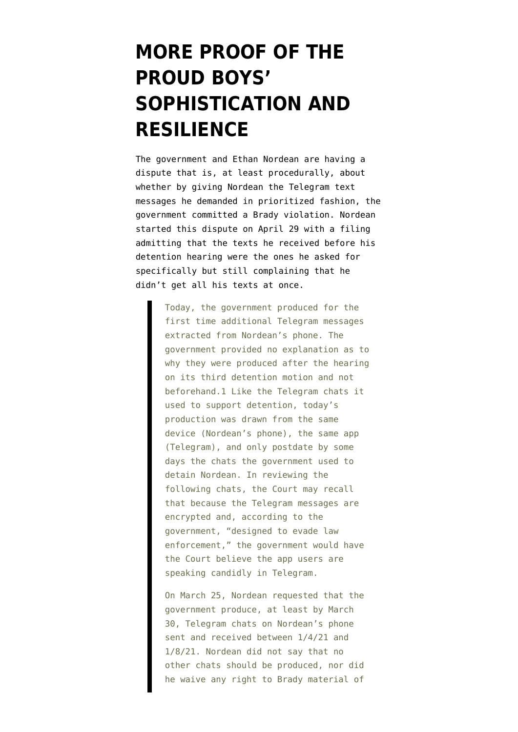# MORE PROOF OF THE PROUD BOYS' SOPHISTICATION AND RESILIENCE

The government and Ethan Nordean are having a dispute that is, at least procedurally, about whether by giving Nordean the Telegram text messages he demanded in prioritized fashion, the government committed a Brady violation. Nordean started this dispute on April 29 with a filing admitting that the texts he received before his detention hearing were the ones he asked for specifically but still complaining that he didn't get all his texts at once.

> Today, the government produced for the first time additional Telegram messages extracted from Nordean's phone. The government provided no explanation as to why they were produced after the hearing on its third detention motion and not beforehand.1 Like the Telegram chats it used to support detention, today's production was drawn from the same device (Nordean's phone), the same app (Telegram), and only postdate by some days the chats the government used to detain Nordean. In reviewing the following chats, the Court may recall that because the Telegram messages are encrypted and, according to the government, "designed to evade law enforcement," the government would have the Court believe the app users are speaking candidly in Telegram.
>
> On March 25, Nordean requested that the government produce, at least by March 30, Telegram chats on Nordean's phone sent and received between 1/4/21 and 1/8/21. Nordean did not say that no other chats should be produced, nor did he waive any right to Brady material of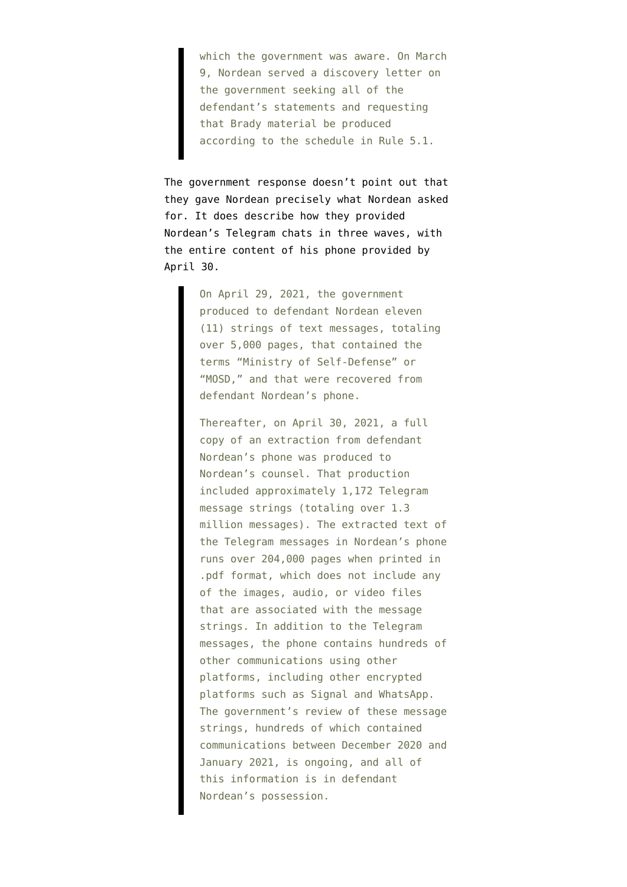> which the government was aware. On March 9, Nordean served a discovery letter on the government seeking all of the defendant's statements and requesting that Brady material be produced according to the schedule in Rule 5.1.

The government response doesn't point out that they gave Nordean precisely what Nordean asked for. It does describe how they provided Nordean's Telegram chats in three waves, with the entire content of his phone provided by April 30.

> On April 29, 2021, the government produced to defendant Nordean eleven (11) strings of text messages, totaling over 5,000 pages, that contained the terms "Ministry of Self-Defense" or "MOSD," and that were recovered from defendant Nordean's phone.
>
> Thereafter, on April 30, 2021, a full copy of an extraction from defendant Nordean's phone was produced to Nordean's counsel. That production included approximately 1,172 Telegram message strings (totaling over 1.3 million messages). The extracted text of the Telegram messages in Nordean's phone runs over 204,000 pages when printed in .pdf format, which does not include any of the images, audio, or video files that are associated with the message strings. In addition to the Telegram messages, the phone contains hundreds of other communications using other platforms, including other encrypted platforms such as Signal and WhatsApp. The government's review of these message strings, hundreds of which contained communications between December 2020 and January 2021, is ongoing, and all of this information is in defendant Nordean's possession.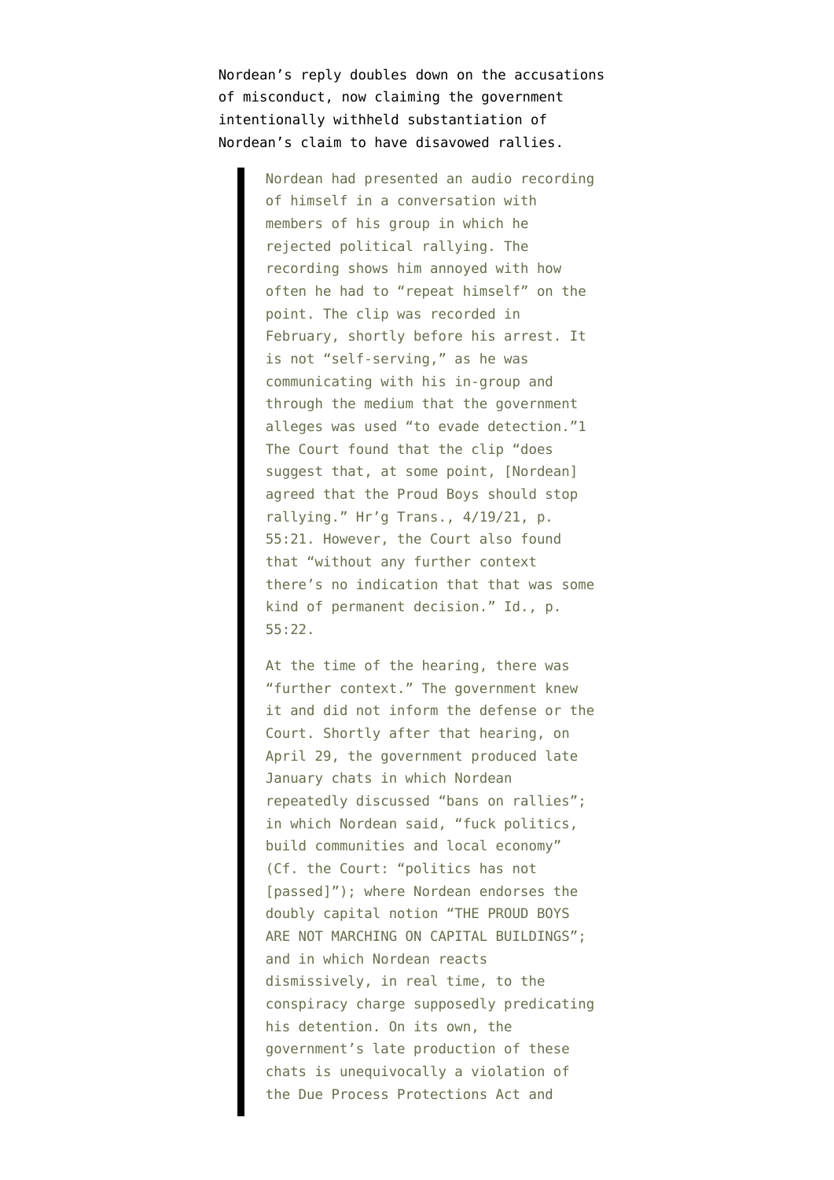Nordean's reply doubles down on the accusations of misconduct, now claiming the government intentionally withheld substantiation of Nordean's claim to have disavowed rallies.

> Nordean had presented an audio recording of himself in a conversation with members of his group in which he rejected political rallying. The recording shows him annoyed with how often he had to "repeat himself" on the point. The clip was recorded in February, shortly before his arrest. It is not "self-serving," as he was communicating with his in-group and through the medium that the government alleges was used "to evade detection."1 The Court found that the clip "does suggest that, at some point, [Nordean] agreed that the Proud Boys should stop rallying." Hr'g Trans., 4/19/21, p. 55:21. However, the Court also found that "without any further context there's no indication that that was some kind of permanent decision." Id., p. 55:22.
>
> At the time of the hearing, there was "further context." The government knew it and did not inform the defense or the Court. Shortly after that hearing, on April 29, the government produced late January chats in which Nordean repeatedly discussed "bans on rallies"; in which Nordean said, "fuck politics, build communities and local economy" (Cf. the Court: "politics has not [passed]"); where Nordean endorses the doubly capital notion "THE PROUD BOYS ARE NOT MARCHING ON CAPITAL BUILDINGS"; and in which Nordean reacts dismissively, in real time, to the conspiracy charge supposedly predicating his detention. On its own, the government's late production of these chats is unequivocally a violation of the Due Process Protections Act and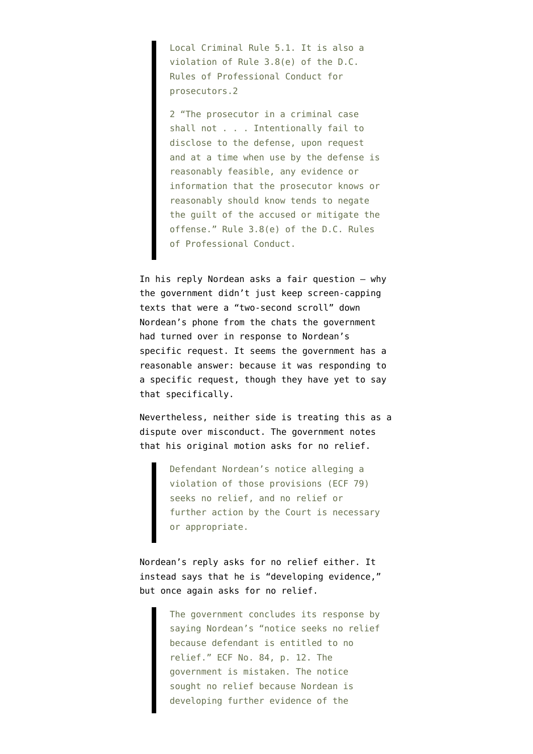> Local Criminal Rule 5.1. It is also a violation of Rule 3.8(e) of the D.C. Rules of Professional Conduct for prosecutors.2
>
> 2 "The prosecutor in a criminal case shall not . . . Intentionally fail to disclose to the defense, upon request and at a time when use by the defense is reasonably feasible, any evidence or information that the prosecutor knows or reasonably should know tends to negate the guilt of the accused or mitigate the offense." Rule 3.8(e) of the D.C. Rules of Professional Conduct.

In his reply Nordean asks a fair question — why the government didn't just keep screen-capping texts that were a "two-second scroll" down Nordean's phone from the chats the government had turned over in response to Nordean's specific request. It seems the government has a reasonable answer: because it was responding to a specific request, though they have yet to say that specifically.

Nevertheless, neither side is treating this as a dispute over misconduct. The government notes that his original motion asks for no relief.

> Defendant Nordean's notice alleging a violation of those provisions (ECF 79) seeks no relief, and no relief or further action by the Court is necessary or appropriate.

Nordean's reply asks for no relief either. It instead says that he is "developing evidence," but once again asks for no relief.

> The government concludes its response by saying Nordean's "notice seeks no relief because defendant is entitled to no relief." ECF No. 84, p. 12. The government is mistaken. The notice sought no relief because Nordean is developing further evidence of the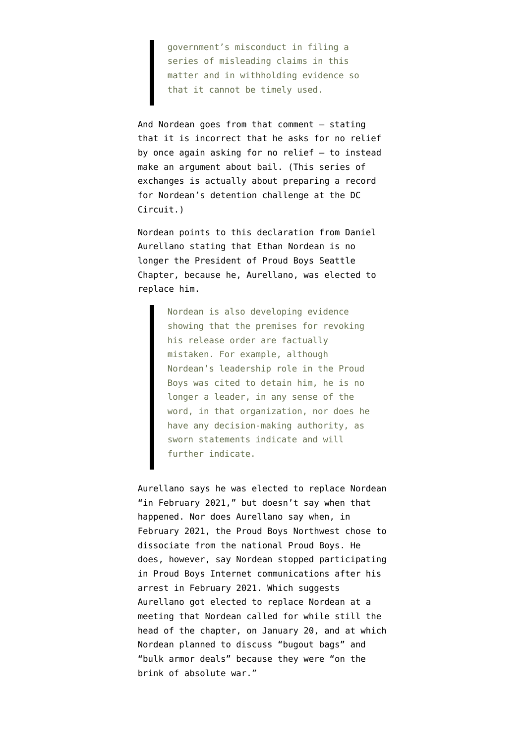> government's misconduct in filing a series of misleading claims in this matter and in withholding evidence so that it cannot be timely used.

And Nordean goes from that comment — stating that it is incorrect that he asks for no relief by once again asking for no relief — to instead make an argument about bail. (This series of exchanges is actually about preparing a record for Nordean's detention challenge at the DC Circuit.)

Nordean points to this declaration from Daniel Aurellano stating that Ethan Nordean is no longer the President of Proud Boys Seattle Chapter, because he, Aurellano, was elected to replace him.

> Nordean is also developing evidence showing that the premises for revoking his release order are factually mistaken. For example, although Nordean's leadership role in the Proud Boys was cited to detain him, he is no longer a leader, in any sense of the word, in that organization, nor does he have any decision-making authority, as sworn statements indicate and will further indicate.

Aurellano says he was elected to replace Nordean "in February 2021," but doesn't say when that happened. Nor does Aurellano say when, in February 2021, the Proud Boys Northwest chose to dissociate from the national Proud Boys. He does, however, say Nordean stopped participating in Proud Boys Internet communications after his arrest in February 2021. Which suggests Aurellano got elected to replace Nordean at a meeting that Nordean called for while still the head of the chapter, on January 20, and at which Nordean planned to discuss "bugout bags" and "bulk armor deals" because they were "on the brink of absolute war."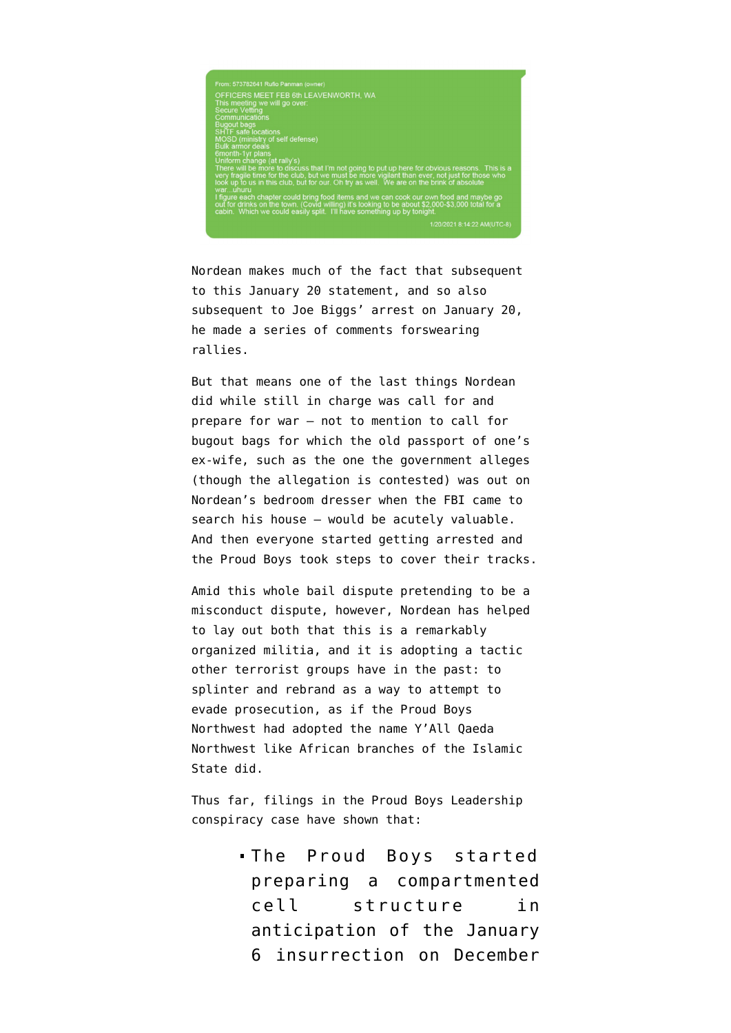From: 573782641 Rufio Panman (owner)

OFFICERS MEET FEB 6th LEAVENWORTH, WA
This meeting we will go over:
Secure Vetting
Communications
Bugout bags
SHTF safe locations
MOSD (ministry of self defense)
Bulk armor deals
6month-1yr plans
Uniform change (at rally's)
There will be more to discuss that I'm not going to put up here for obvious reasons. This is a very fragile time for the club, but we must be more vigilant than ever, not just for those who look up to us in this club, but for our. Oh try as well. We are on the brink of absolute war...uhuru
I figure each chapter could bring food items and we can cook our own food and maybe go out for drinks on the town. (Covid willing) it's looking to be about $2,000-$3,000 total for a cabin. Which we could easily split. I'll have something up by tonight.

1/20/2021 8:14:22 AM(UTC-8)

Nordean makes much of the fact that subsequent to this January 20 statement, and so also subsequent to Joe Biggs' arrest on January 20, he made a series of comments forswearing rallies.

But that means one of the last things Nordean did while still in charge was call for and prepare for war — not to mention to call for bugout bags for which the old passport of one's ex-wife, such as the one the government alleges (though the allegation is contested) was out on Nordean's bedroom dresser when the FBI came to search his house — would be acutely valuable. And then everyone started getting arrested and the Proud Boys took steps to cover their tracks.

Amid this whole bail dispute pretending to be a misconduct dispute, however, Nordean has helped to lay out both that this is a remarkably organized militia, and it is adopting a tactic other terrorist groups have in the past: to splinter and rebrand as a way to attempt to evade prosecution, as if the Proud Boys Northwest had adopted the name Y'All Qaeda Northwest like African branches of the Islamic State did.

Thus far, filings in the Proud Boys Leadership conspiracy case have shown that:

- The Proud Boys started preparing a compartmented cell structure in anticipation of the January 6 insurrection on December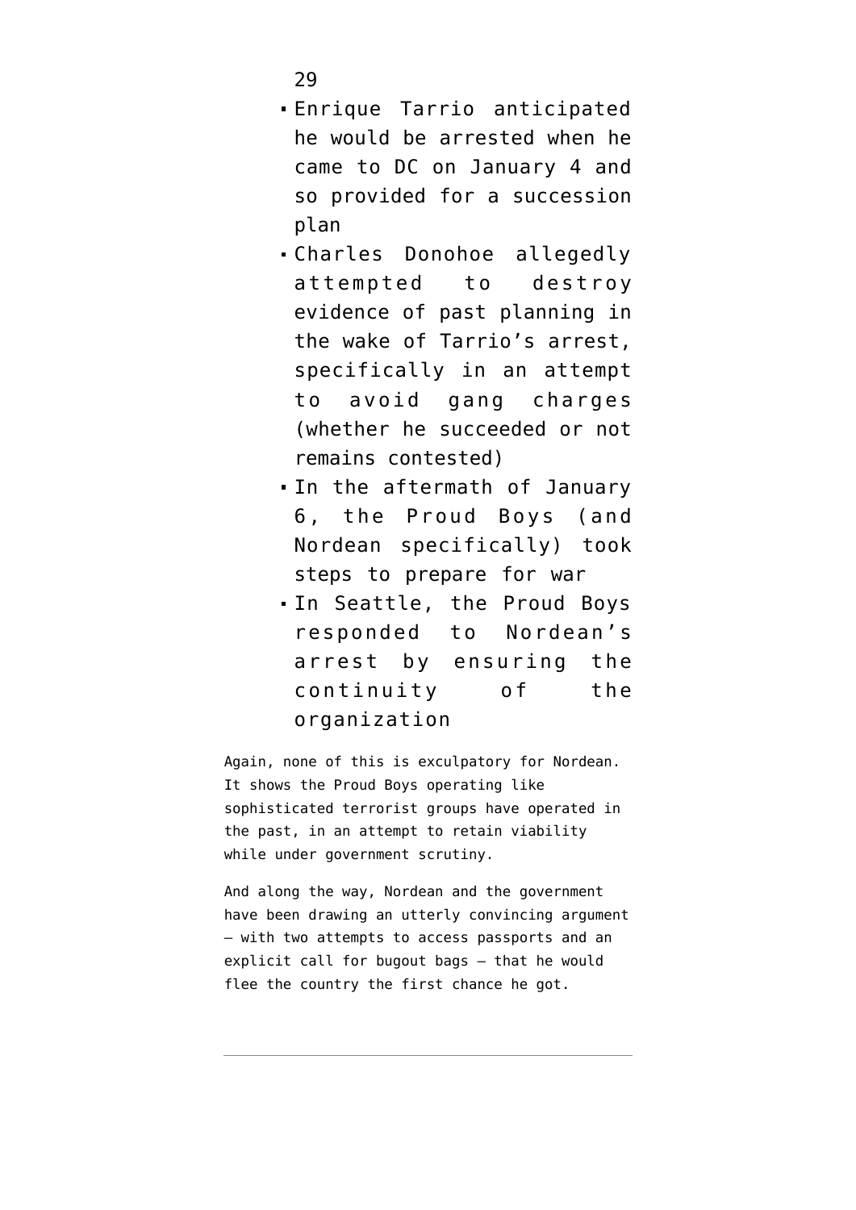29

- Enrique Tarrio anticipated he would be arrested when he came to DC on January 4 and so provided for a succession plan
- Charles Donohoe allegedly attempted to destroy evidence of past planning in the wake of Tarrio's arrest, specifically in an attempt to avoid gang charges (whether he succeeded or not remains contested)
- In the aftermath of January 6, the Proud Boys (and Nordean specifically) took steps to prepare for war
- In Seattle, the Proud Boys responded to Nordean's arrest by ensuring the continuity of the organization

Again, none of this is exculpatory for Nordean. It shows the Proud Boys operating like sophisticated terrorist groups have operated in the past, in an attempt to retain viability while under government scrutiny.

And along the way, Nordean and the government have been drawing an utterly convincing argument — with two attempts to access passports and an explicit call for bugout bags — that he would flee the country the first chance he got.

---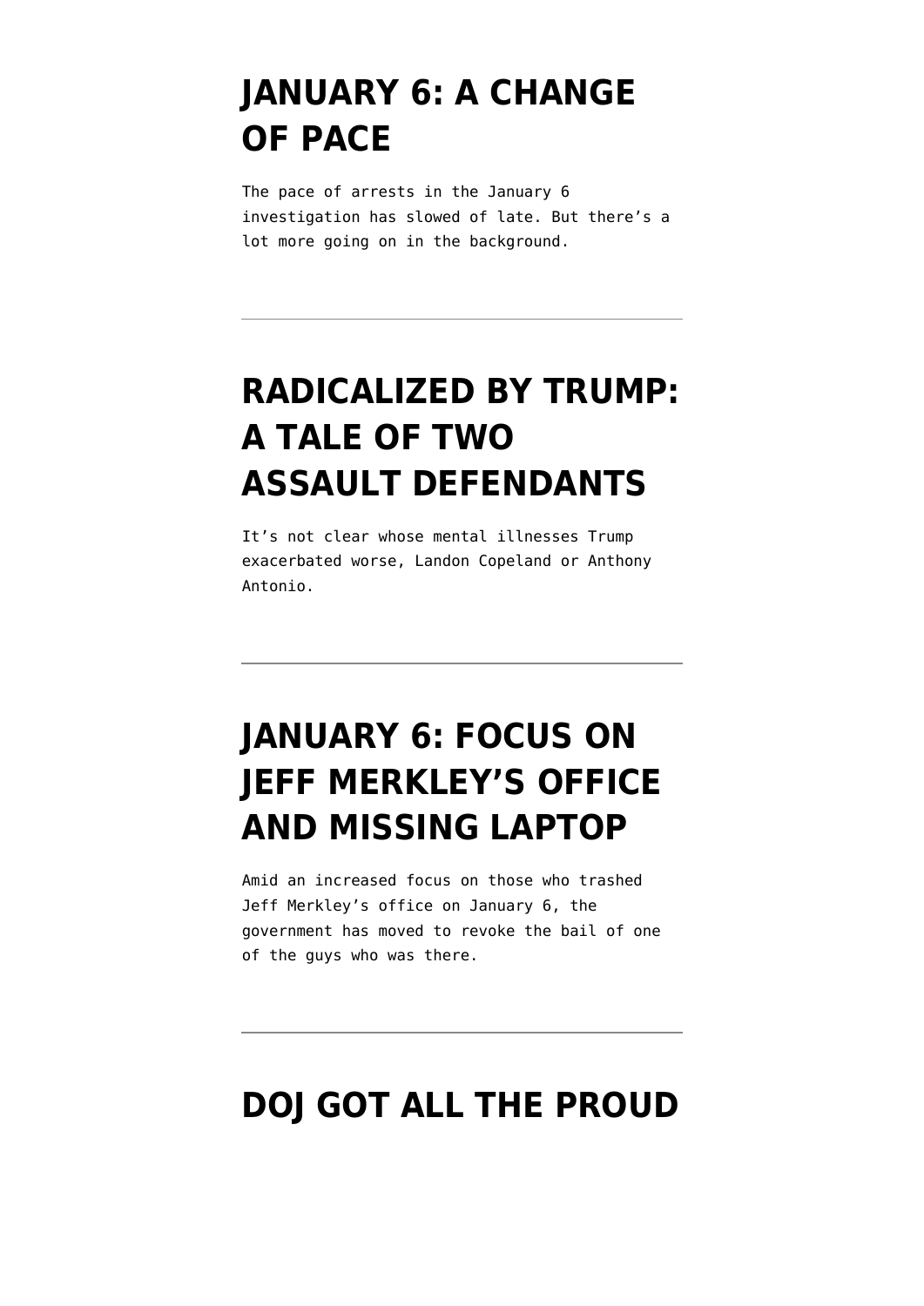# JANUARY 6: A CHANGE OF PACE

The pace of arrests in the January 6 investigation has slowed of late. But there's a lot more going on in the background.

---

# RADICALIZED BY TRUMP: A TALE OF TWO ASSAULT DEFENDANTS

It's not clear whose mental illnesses Trump exacerbated worse, Landon Copeland or Anthony Antonio.

---

# JANUARY 6: FOCUS ON JEFF MERKLEY'S OFFICE AND MISSING LAPTOP

Amid an increased focus on those who trashed Jeff Merkley's office on January 6, the government has moved to revoke the bail of one of the guys who was there.

---

# DOJ GOT ALL THE PROUD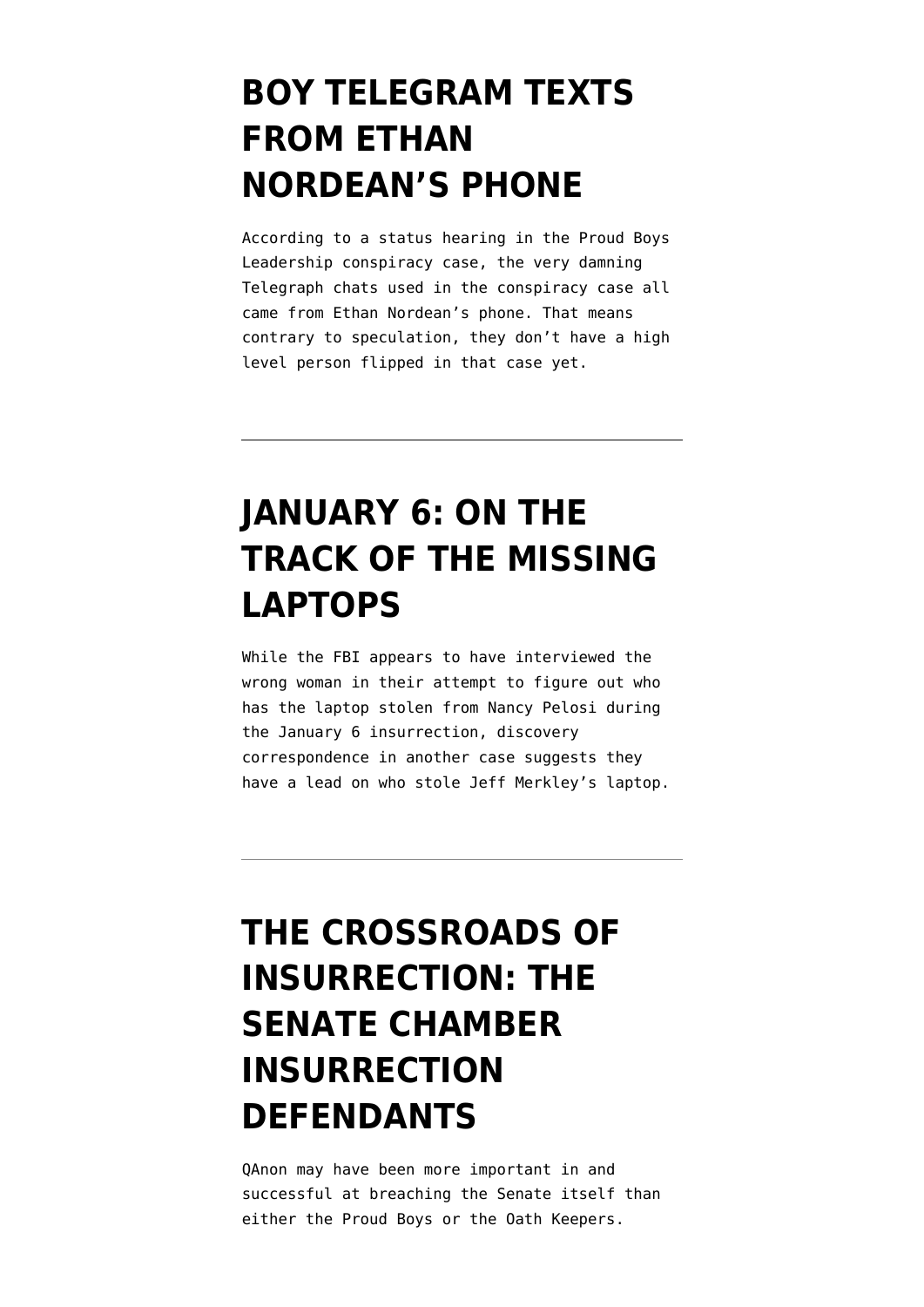# BOY TELEGRAM TEXTS FROM ETHAN NORDEAN'S PHONE

According to a status hearing in the Proud Boys Leadership conspiracy case, the very damning Telegraph chats used in the conspiracy case all came from Ethan Nordean's phone. That means contrary to speculation, they don't have a high level person flipped in that case yet.

---

# JANUARY 6: ON THE TRACK OF THE MISSING LAPTOPS

While the FBI appears to have interviewed the wrong woman in their attempt to figure out who has the laptop stolen from Nancy Pelosi during the January 6 insurrection, discovery correspondence in another case suggests they have a lead on who stole Jeff Merkley's laptop.

---

# THE CROSSROADS OF INSURRECTION: THE SENATE CHAMBER INSURRECTION DEFENDANTS

QAnon may have been more important in and successful at breaching the Senate itself than either the Proud Boys or the Oath Keepers.